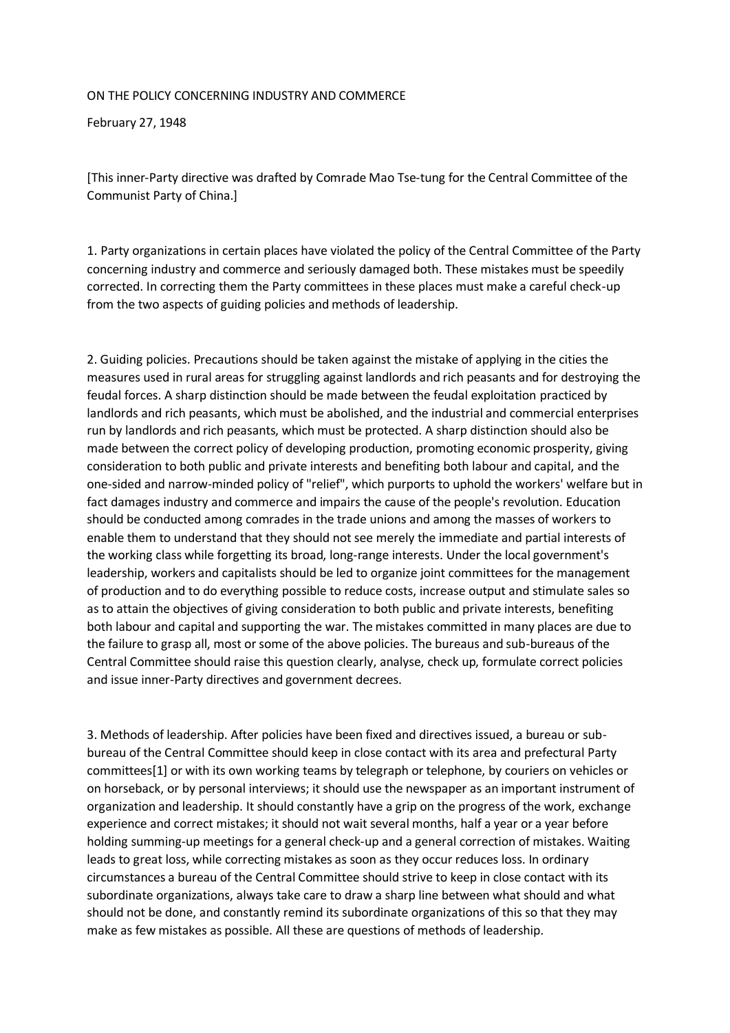# ON THE POLICY CONCERNING INDUSTRY AND COMMERCE

February 27, 1948

[This inner-Party directive was drafted by Comrade Mao Tse-tung for the Central Committee of the Communist Party of China.]

1. Party organizations in certain places have violated the policy of the Central Committee of the Party concerning industry and commerce and seriously damaged both. These mistakes must be speedily corrected. In correcting them the Party committees in these places must make a careful check-up from the two aspects of guiding policies and methods of leadership.

2. Guiding policies. Precautions should be taken against the mistake of applying in the cities the measures used in rural areas for struggling against landlords and rich peasants and for destroying the feudal forces. A sharp distinction should be made between the feudal exploitation practiced by landlords and rich peasants, which must be abolished, and the industrial and commercial enterprises run by landlords and rich peasants, which must be protected. A sharp distinction should also be made between the correct policy of developing production, promoting economic prosperity, giving consideration to both public and private interests and benefiting both labour and capital, and the one-sided and narrow-minded policy of "relief", which purports to uphold the workers' welfare but in fact damages industry and commerce and impairs the cause of the people's revolution. Education should be conducted among comrades in the trade unions and among the masses of workers to enable them to understand that they should not see merely the immediate and partial interests of the working class while forgetting its broad, long-range interests. Under the local government's leadership, workers and capitalists should be led to organize joint committees for the management of production and to do everything possible to reduce costs, increase output and stimulate sales so as to attain the objectives of giving consideration to both public and private interests, benefiting both labour and capital and supporting the war. The mistakes committed in many places are due to the failure to grasp all, most or some of the above policies. The bureaus and sub-bureaus of the Central Committee should raise this question clearly, analyse, check up, formulate correct policies and issue inner-Party directives and government decrees.

3. Methods of leadership. After policies have been fixed and directives issued, a bureau or sub-bureau of the Central Committee should keep in close contact with its area and prefectural Party committees[1] or with its own working teams by telegraph or telephone, by couriers on vehicles or on horseback, or by personal interviews; it should use the newspaper as an important instrument of organization and leadership. It should constantly have a grip on the progress of the work, exchange experience and correct mistakes; it should not wait several months, half a year or a year before holding summing-up meetings for a general check-up and a general correction of mistakes. Waiting leads to great loss, while correcting mistakes as soon as they occur reduces loss. In ordinary circumstances a bureau of the Central Committee should strive to keep in close contact with its subordinate organizations, always take care to draw a sharp line between what should and what should not be done, and constantly remind its subordinate organizations of this so that they may make as few mistakes as possible. All these are questions of methods of leadership.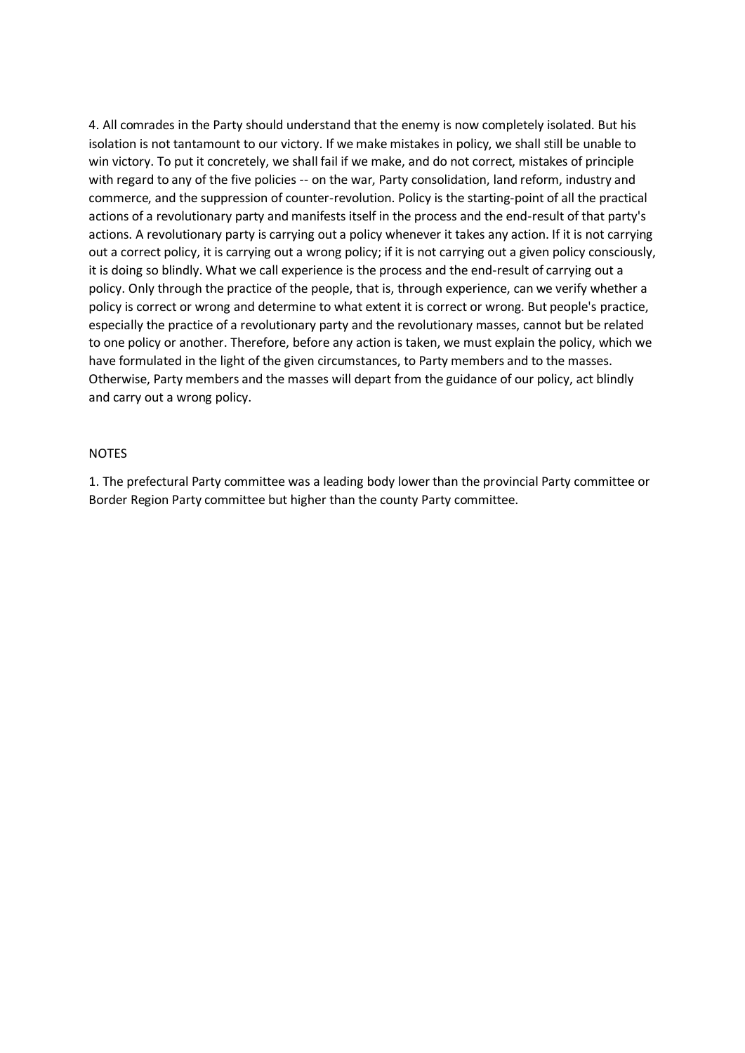4. All comrades in the Party should understand that the enemy is now completely isolated. But his isolation is not tantamount to our victory. If we make mistakes in policy, we shall still be unable to win victory. To put it concretely, we shall fail if we make, and do not correct, mistakes of principle with regard to any of the five policies -- on the war, Party consolidation, land reform, industry and commerce, and the suppression of counter-revolution. Policy is the starting-point of all the practical actions of a revolutionary party and manifests itself in the process and the end-result of that party's actions. A revolutionary party is carrying out a policy whenever it takes any action. If it is not carrying out a correct policy, it is carrying out a wrong policy; if it is not carrying out a given policy consciously, it is doing so blindly. What we call experience is the process and the end-result of carrying out a policy. Only through the practice of the people, that is, through experience, can we verify whether a policy is correct or wrong and determine to what extent it is correct or wrong. But people's practice, especially the practice of a revolutionary party and the revolutionary masses, cannot but be related to one policy or another. Therefore, before any action is taken, we must explain the policy, which we have formulated in the light of the given circumstances, to Party members and to the masses. Otherwise, Party members and the masses will depart from the guidance of our policy, act blindly and carry out a wrong policy.

NOTES

1. The prefectural Party committee was a leading body lower than the provincial Party committee or Border Region Party committee but higher than the county Party committee.